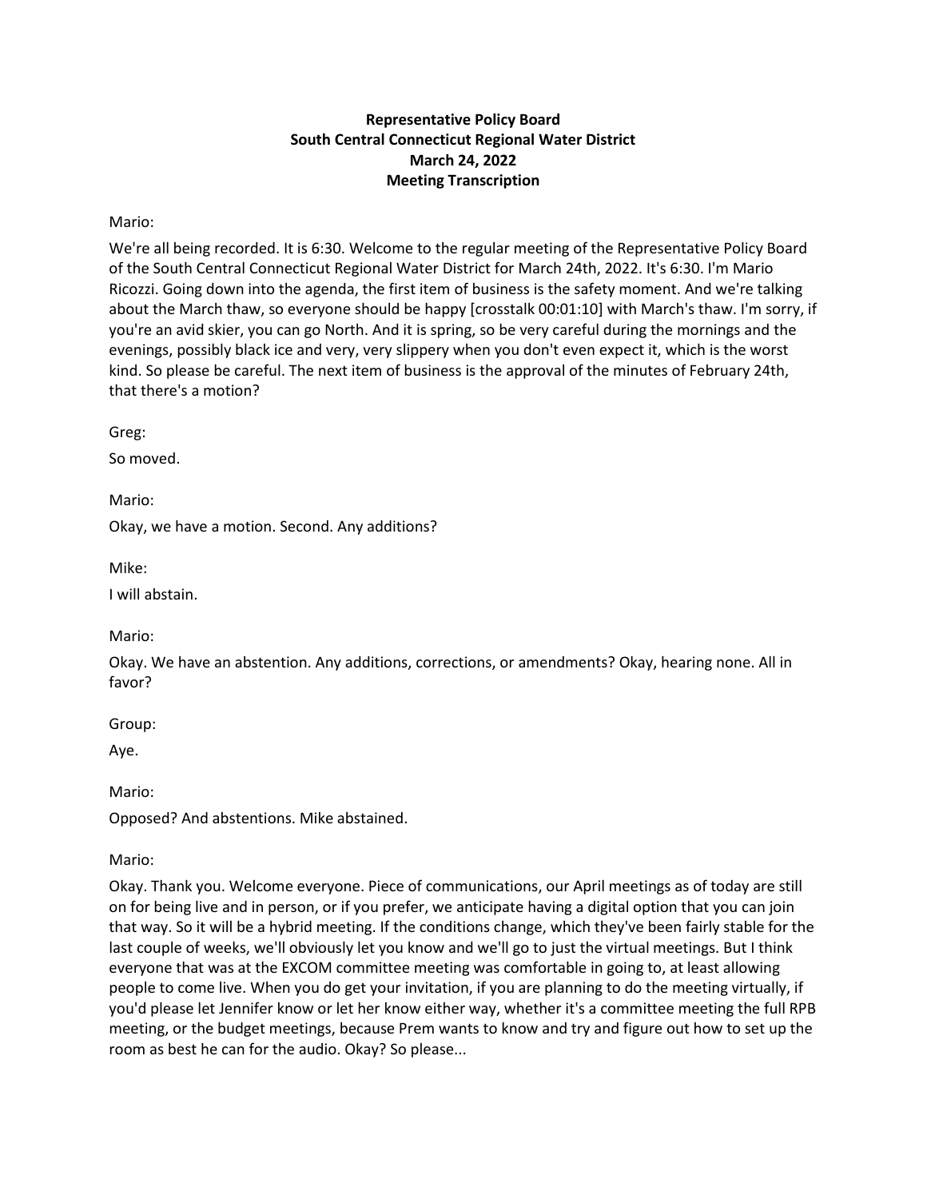**Representative Policy Board**
**South Central Connecticut Regional Water District**
**March 24, 2022**
**Meeting Transcription**

Mario:

We're all being recorded. It is 6:30. Welcome to the regular meeting of the Representative Policy Board of the South Central Connecticut Regional Water District for March 24th, 2022. It's 6:30. I'm Mario Ricozzi. Going down into the agenda, the first item of business is the safety moment. And we're talking about the March thaw, so everyone should be happy [crosstalk 00:01:10] with March's thaw. I'm sorry, if you're an avid skier, you can go North. And it is spring, so be very careful during the mornings and the evenings, possibly black ice and very, very slippery when you don't even expect it, which is the worst kind. So please be careful. The next item of business is the approval of the minutes of February 24th, that there's a motion?

Greg:

So moved.

Mario:

Okay, we have a motion. Second. Any additions?

Mike:

I will abstain.

Mario:

Okay. We have an abstention. Any additions, corrections, or amendments? Okay, hearing none. All in favor?

Group:

Aye.

Mario:

Opposed? And abstentions. Mike abstained.

Mario:

Okay. Thank you. Welcome everyone. Piece of communications, our April meetings as of today are still on for being live and in person, or if you prefer, we anticipate having a digital option that you can join that way. So it will be a hybrid meeting. If the conditions change, which they've been fairly stable for the last couple of weeks, we'll obviously let you know and we'll go to just the virtual meetings. But I think everyone that was at the EXCOM committee meeting was comfortable in going to, at least allowing people to come live. When you do get your invitation, if you are planning to do the meeting virtually, if you'd please let Jennifer know or let her know either way, whether it's a committee meeting the full RPB meeting, or the budget meetings, because Prem wants to know and try and figure out how to set up the room as best he can for the audio. Okay? So please...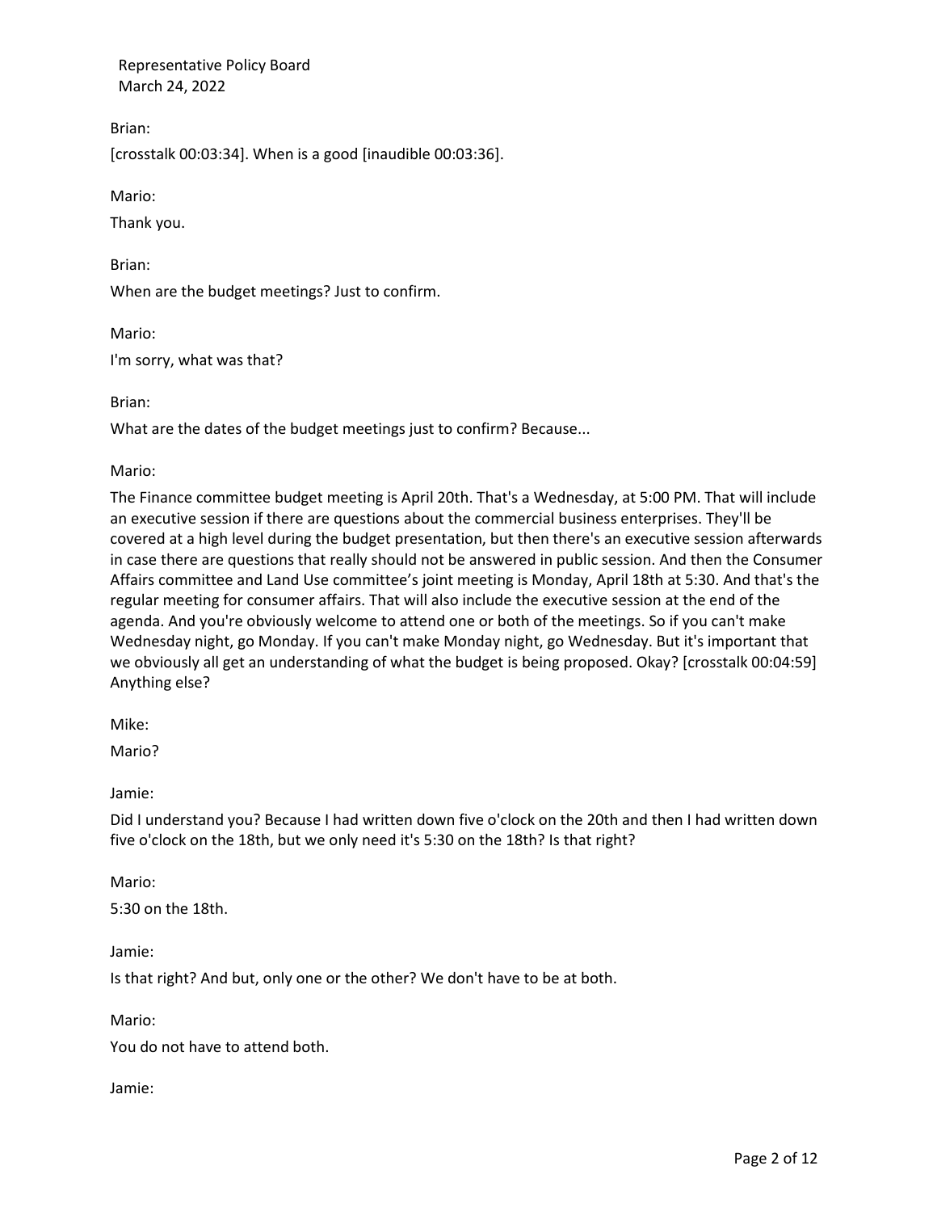Brian:

[crosstalk 00:03:34]. When is a good [inaudible 00:03:36].

Mario:

Thank you.

Brian:

When are the budget meetings? Just to confirm.

Mario:

I'm sorry, what was that?

Brian:

What are the dates of the budget meetings just to confirm? Because...

Mario:

The Finance committee budget meeting is April 20th. That's a Wednesday, at 5:00 PM. That will include an executive session if there are questions about the commercial business enterprises. They'll be covered at a high level during the budget presentation, but then there's an executive session afterwards in case there are questions that really should not be answered in public session. And then the Consumer Affairs committee and Land Use committee's joint meeting is Monday, April 18th at 5:30. And that's the regular meeting for consumer affairs. That will also include the executive session at the end of the agenda. And you're obviously welcome to attend one or both of the meetings. So if you can't make Wednesday night, go Monday. If you can't make Monday night, go Wednesday. But it's important that we obviously all get an understanding of what the budget is being proposed. Okay? [crosstalk 00:04:59] Anything else?

Mike:

Mario?

Jamie:

Did I understand you? Because I had written down five o'clock on the 20th and then I had written down five o'clock on the 18th, but we only need it's 5:30 on the 18th? Is that right?

Mario:

5:30 on the 18th.

Jamie:

Is that right? And but, only one or the other? We don't have to be at both.

Mario:

You do not have to attend both.

Jamie: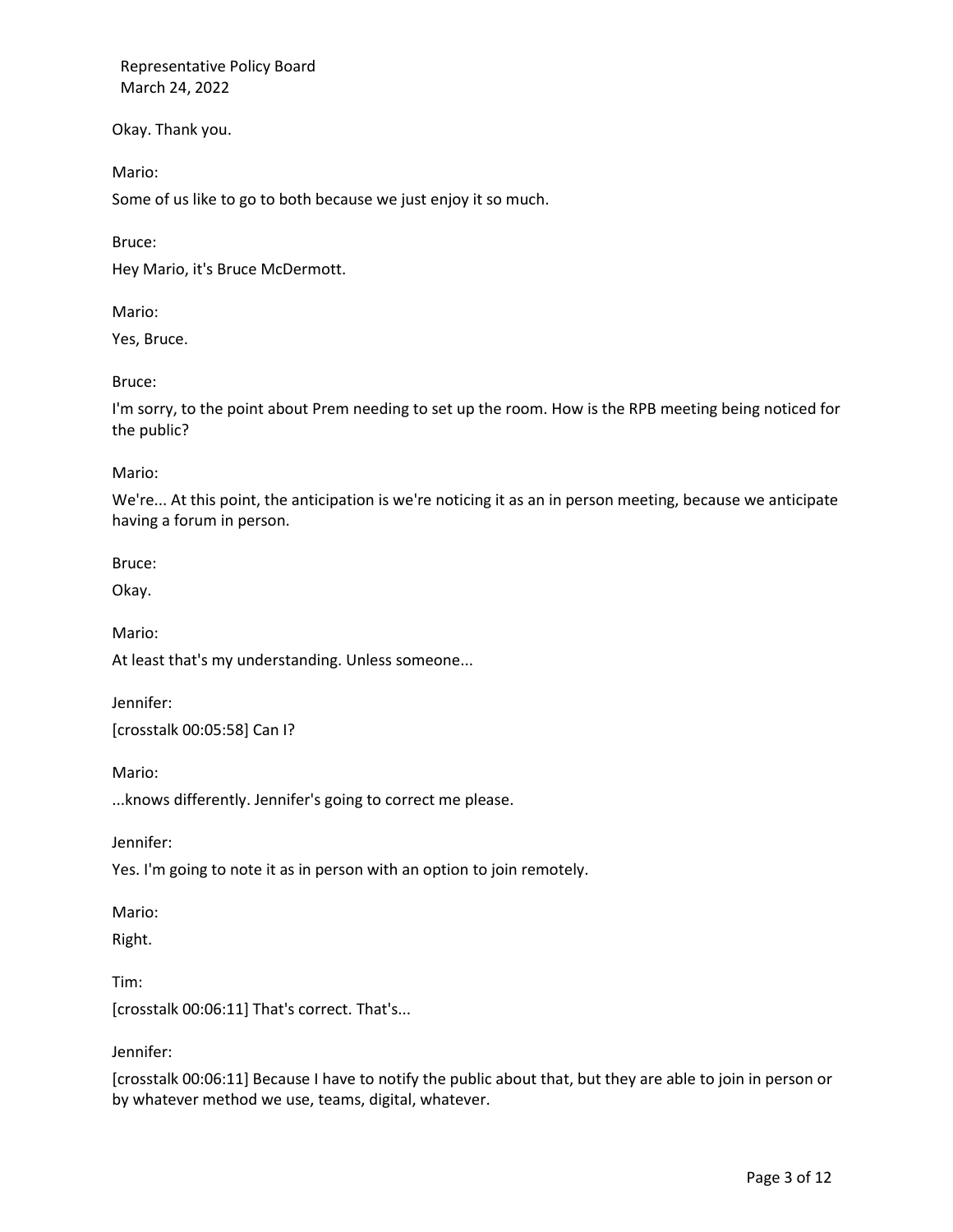Okay. Thank you.

Mario:

Some of us like to go to both because we just enjoy it so much.

Bruce:

Hey Mario, it's Bruce McDermott.

Mario:

Yes, Bruce.

Bruce:

I'm sorry, to the point about Prem needing to set up the room. How is the RPB meeting being noticed for the public?

Mario:

We're... At this point, the anticipation is we're noticing it as an in person meeting, because we anticipate having a forum in person.

Bruce:

Okay.

Mario:

At least that's my understanding. Unless someone...

Jennifer:

[crosstalk 00:05:58] Can I?

Mario:

...knows differently. Jennifer's going to correct me please.

Jennifer:

Yes. I'm going to note it as in person with an option to join remotely.

Mario:

Right.

Tim:

[crosstalk 00:06:11] That's correct. That's...

Jennifer:

[crosstalk 00:06:11] Because I have to notify the public about that, but they are able to join in person or by whatever method we use, teams, digital, whatever.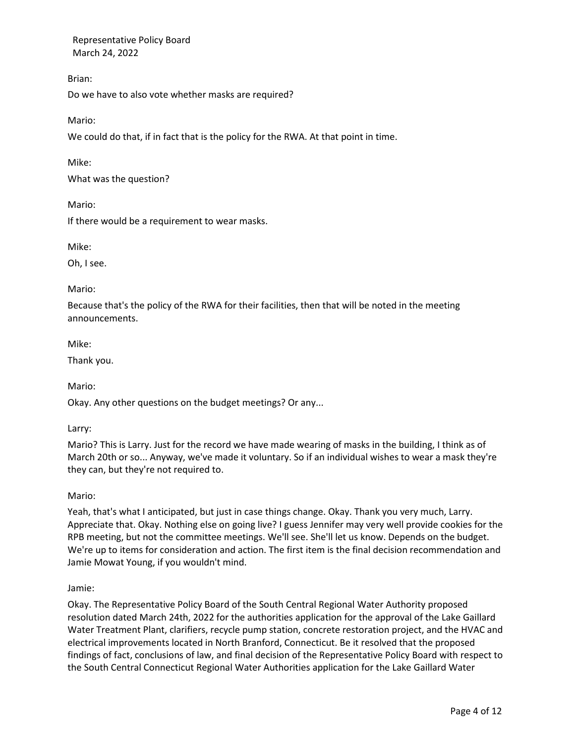Brian:

Do we have to also vote whether masks are required?

Mario:

We could do that, if in fact that is the policy for the RWA. At that point in time.

Mike:

What was the question?

Mario:

If there would be a requirement to wear masks.

Mike:

Oh, I see.

Mario:

Because that's the policy of the RWA for their facilities, then that will be noted in the meeting announcements.

Mike:

Thank you.

Mario:

Okay. Any other questions on the budget meetings? Or any...

Larry:

Mario? This is Larry. Just for the record we have made wearing of masks in the building, I think as of March 20th or so... Anyway, we've made it voluntary. So if an individual wishes to wear a mask they're they can, but they're not required to.

Mario:

Yeah, that's what I anticipated, but just in case things change. Okay. Thank you very much, Larry. Appreciate that. Okay. Nothing else on going live? I guess Jennifer may very well provide cookies for the RPB meeting, but not the committee meetings. We'll see. She'll let us know. Depends on the budget. We're up to items for consideration and action. The first item is the final decision recommendation and Jamie Mowat Young, if you wouldn't mind.

Jamie:

Okay. The Representative Policy Board of the South Central Regional Water Authority proposed resolution dated March 24th, 2022 for the authorities application for the approval of the Lake Gaillard Water Treatment Plant, clarifiers, recycle pump station, concrete restoration project, and the HVAC and electrical improvements located in North Branford, Connecticut. Be it resolved that the proposed findings of fact, conclusions of law, and final decision of the Representative Policy Board with respect to the South Central Connecticut Regional Water Authorities application for the Lake Gaillard Water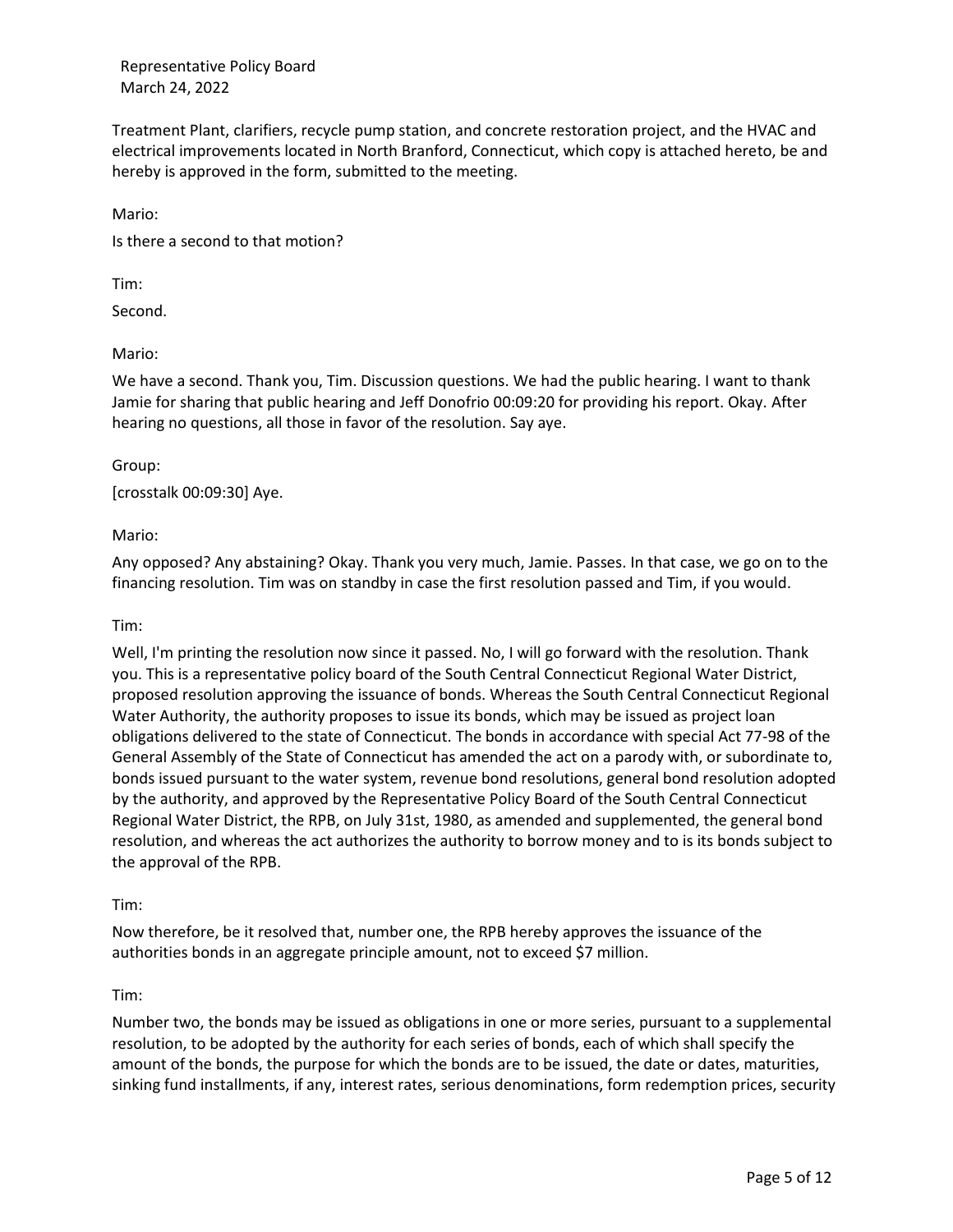Treatment Plant, clarifiers, recycle pump station, and concrete restoration project, and the HVAC and electrical improvements located in North Branford, Connecticut, which copy is attached hereto, be and hereby is approved in the form, submitted to the meeting.

Mario:

Is there a second to that motion?

Tim:

Second.

Mario:

We have a second. Thank you, Tim. Discussion questions. We had the public hearing. I want to thank Jamie for sharing that public hearing and Jeff Donofrio 00:09:20 for providing his report. Okay. After hearing no questions, all those in favor of the resolution. Say aye.

Group:

[crosstalk 00:09:30] Aye.

Mario:

Any opposed? Any abstaining? Okay. Thank you very much, Jamie. Passes. In that case, we go on to the financing resolution. Tim was on standby in case the first resolution passed and Tim, if you would.

Tim:

Well, I'm printing the resolution now since it passed. No, I will go forward with the resolution. Thank you. This is a representative policy board of the South Central Connecticut Regional Water District, proposed resolution approving the issuance of bonds. Whereas the South Central Connecticut Regional Water Authority, the authority proposes to issue its bonds, which may be issued as project loan obligations delivered to the state of Connecticut. The bonds in accordance with special Act 77-98 of the General Assembly of the State of Connecticut has amended the act on a parody with, or subordinate to, bonds issued pursuant to the water system, revenue bond resolutions, general bond resolution adopted by the authority, and approved by the Representative Policy Board of the South Central Connecticut Regional Water District, the RPB, on July 31st, 1980, as amended and supplemented, the general bond resolution, and whereas the act authorizes the authority to borrow money and to is its bonds subject to the approval of the RPB.

Tim:

Now therefore, be it resolved that, number one, the RPB hereby approves the issuance of the authorities bonds in an aggregate principle amount, not to exceed $7 million.

Tim:

Number two, the bonds may be issued as obligations in one or more series, pursuant to a supplemental resolution, to be adopted by the authority for each series of bonds, each of which shall specify the amount of the bonds, the purpose for which the bonds are to be issued, the date or dates, maturities, sinking fund installments, if any, interest rates, serious denominations, form redemption prices, security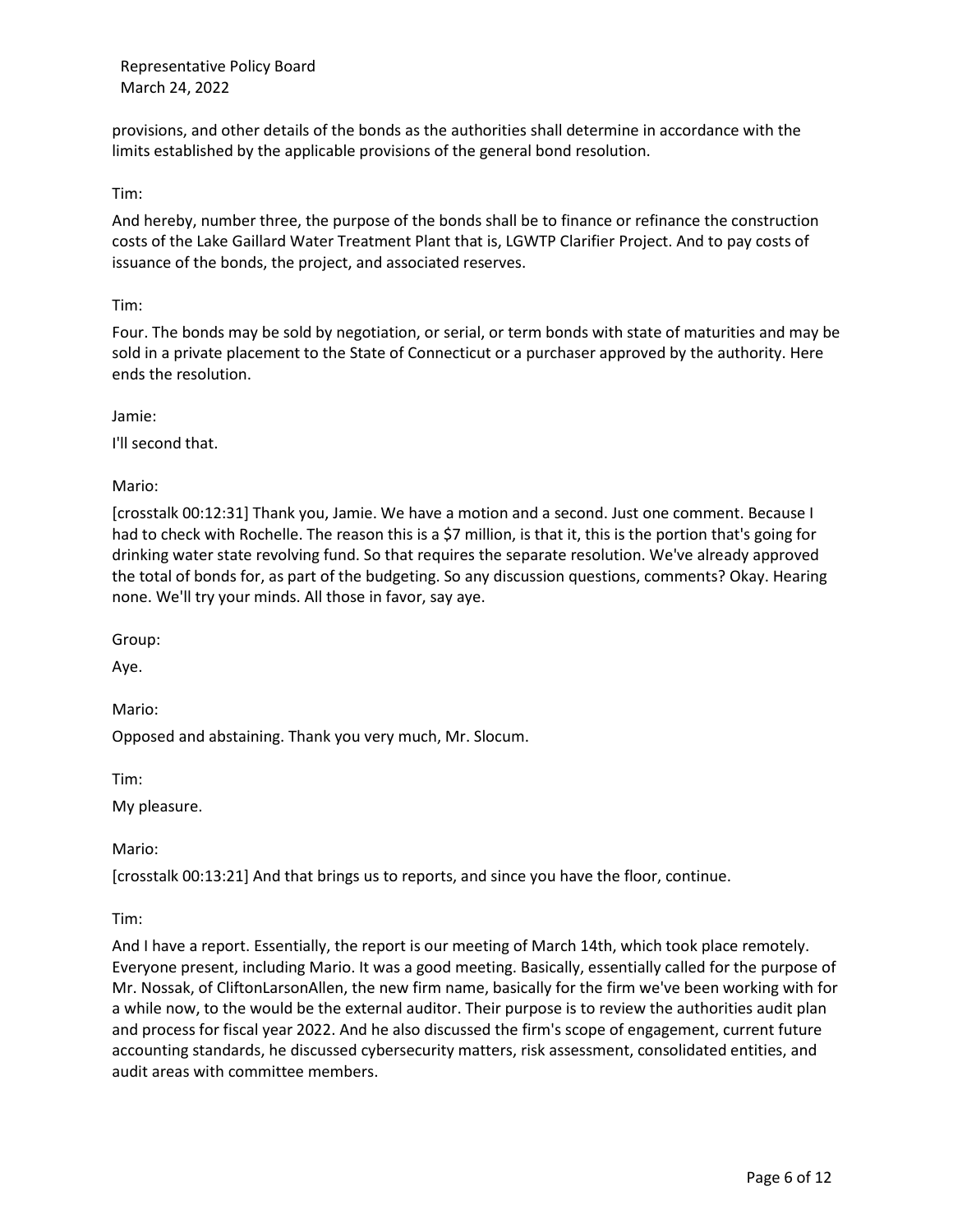provisions, and other details of the bonds as the authorities shall determine in accordance with the limits established by the applicable provisions of the general bond resolution.

Tim:

And hereby, number three, the purpose of the bonds shall be to finance or refinance the construction costs of the Lake Gaillard Water Treatment Plant that is, LGWTP Clarifier Project. And to pay costs of issuance of the bonds, the project, and associated reserves.

Tim:

Four. The bonds may be sold by negotiation, or serial, or term bonds with state of maturities and may be sold in a private placement to the State of Connecticut or a purchaser approved by the authority. Here ends the resolution.

Jamie:

I'll second that.

Mario:

[crosstalk 00:12:31] Thank you, Jamie. We have a motion and a second. Just one comment. Because I had to check with Rochelle. The reason this is a $7 million, is that it, this is the portion that's going for drinking water state revolving fund. So that requires the separate resolution. We've already approved the total of bonds for, as part of the budgeting. So any discussion questions, comments? Okay. Hearing none. We'll try your minds. All those in favor, say aye.

Group:

Aye.

Mario:

Opposed and abstaining. Thank you very much, Mr. Slocum.

Tim:

My pleasure.

Mario:

[crosstalk 00:13:21] And that brings us to reports, and since you have the floor, continue.

Tim:

And I have a report. Essentially, the report is our meeting of March 14th, which took place remotely. Everyone present, including Mario. It was a good meeting. Basically, essentially called for the purpose of Mr. Nossak, of CliftonLarsonAllen, the new firm name, basically for the firm we've been working with for a while now, to the would be the external auditor. Their purpose is to review the authorities audit plan and process for fiscal year 2022. And he also discussed the firm's scope of engagement, current future accounting standards, he discussed cybersecurity matters, risk assessment, consolidated entities, and audit areas with committee members.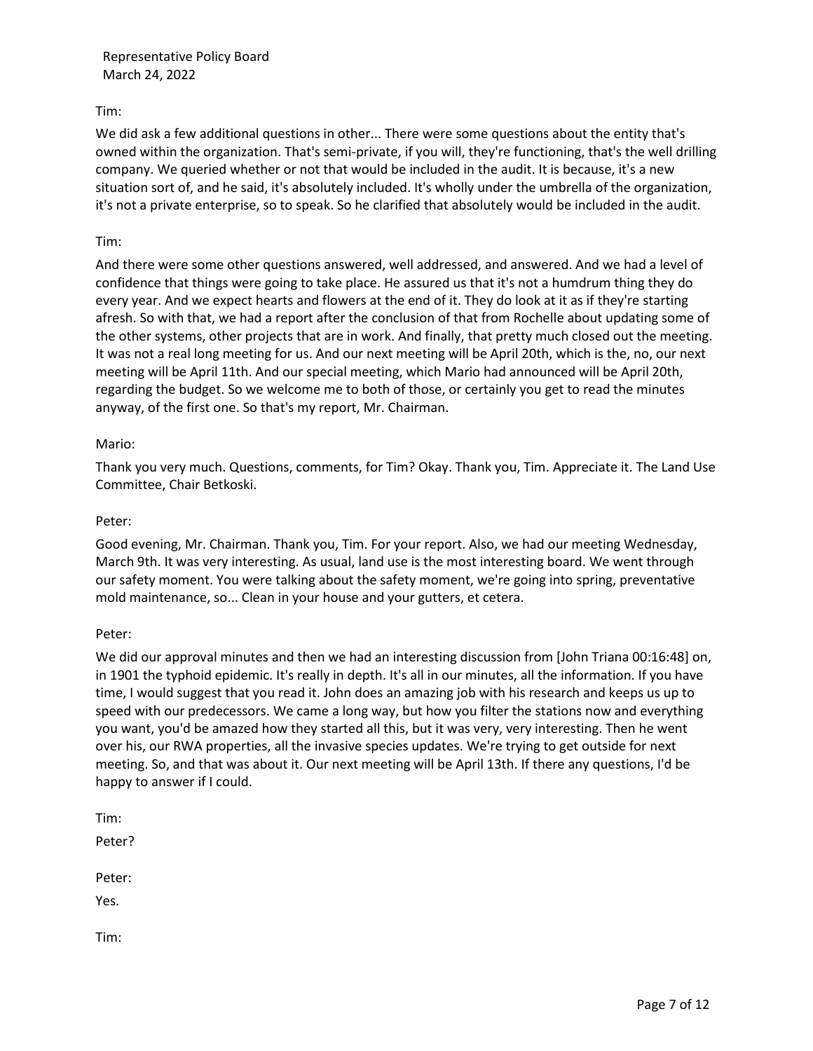Tim:

We did ask a few additional questions in other... There were some questions about the entity that's owned within the organization. That's semi-private, if you will, they're functioning, that's the well drilling company. We queried whether or not that would be included in the audit. It is because, it's a new situation sort of, and he said, it's absolutely included. It's wholly under the umbrella of the organization, it's not a private enterprise, so to speak. So he clarified that absolutely would be included in the audit.

Tim:

And there were some other questions answered, well addressed, and answered. And we had a level of confidence that things were going to take place. He assured us that it's not a humdrum thing they do every year. And we expect hearts and flowers at the end of it. They do look at it as if they're starting afresh. So with that, we had a report after the conclusion of that from Rochelle about updating some of the other systems, other projects that are in work. And finally, that pretty much closed out the meeting. It was not a real long meeting for us. And our next meeting will be April 20th, which is the, no, our next meeting will be April 11th. And our special meeting, which Mario had announced will be April 20th, regarding the budget. So we welcome me to both of those, or certainly you get to read the minutes anyway, of the first one. So that's my report, Mr. Chairman.

Mario:

Thank you very much. Questions, comments, for Tim? Okay. Thank you, Tim. Appreciate it. The Land Use Committee, Chair Betkoski.

Peter:

Good evening, Mr. Chairman. Thank you, Tim. For your report. Also, we had our meeting Wednesday, March 9th. It was very interesting. As usual, land use is the most interesting board. We went through our safety moment. You were talking about the safety moment, we're going into spring, preventative mold maintenance, so... Clean in your house and your gutters, et cetera.

Peter:

We did our approval minutes and then we had an interesting discussion from [John Triana 00:16:48] on, in 1901 the typhoid epidemic. It's really in depth. It's all in our minutes, all the information. If you have time, I would suggest that you read it. John does an amazing job with his research and keeps us up to speed with our predecessors. We came a long way, but how you filter the stations now and everything you want, you'd be amazed how they started all this, but it was very, very interesting. Then he went over his, our RWA properties, all the invasive species updates. We're trying to get outside for next meeting. So, and that was about it. Our next meeting will be April 13th. If there any questions, I'd be happy to answer if I could.

Tim:

Peter?

Peter:

Yes.

Tim: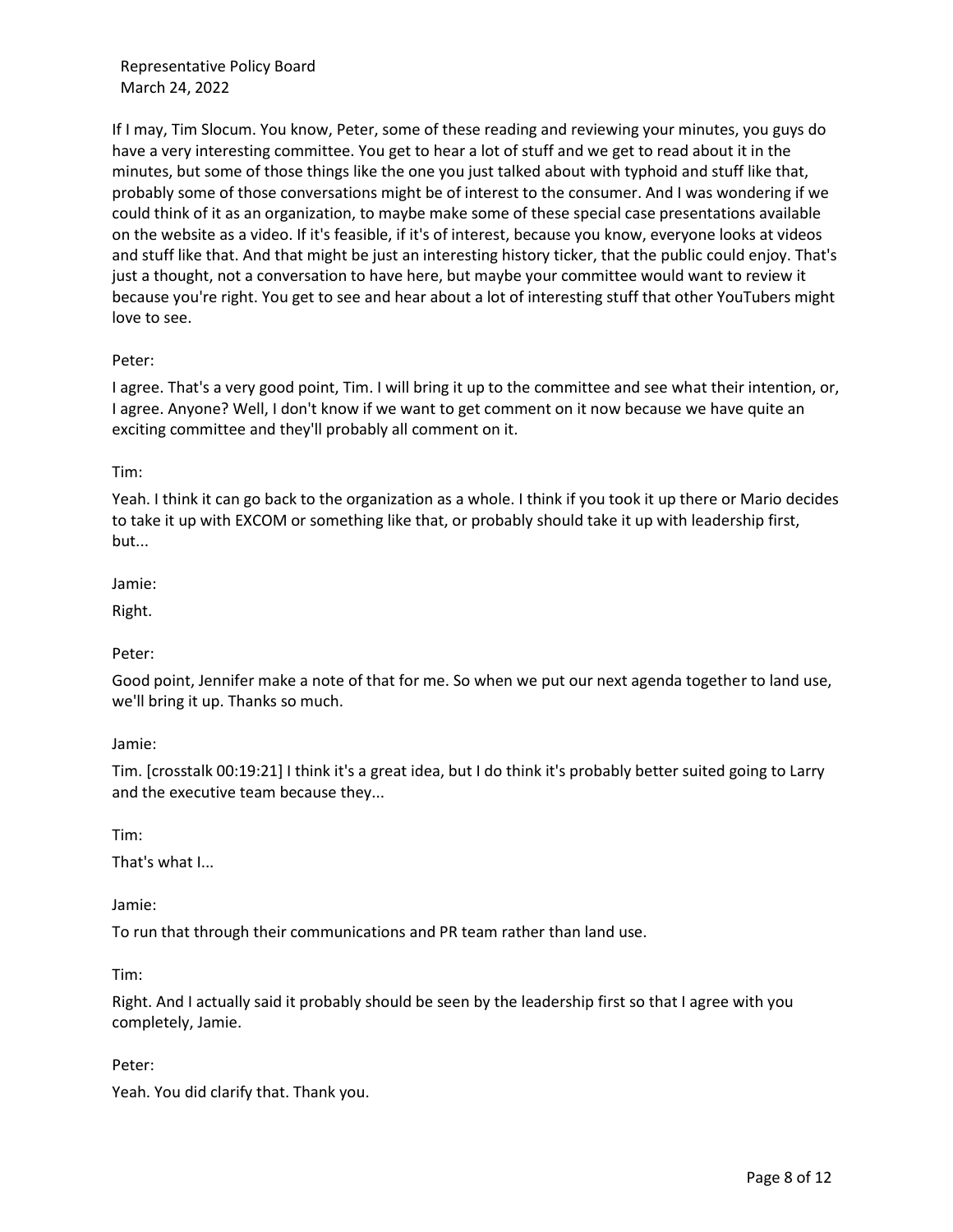If I may, Tim Slocum. You know, Peter, some of these reading and reviewing your minutes, you guys do have a very interesting committee. You get to hear a lot of stuff and we get to read about it in the minutes, but some of those things like the one you just talked about with typhoid and stuff like that, probably some of those conversations might be of interest to the consumer. And I was wondering if we could think of it as an organization, to maybe make some of these special case presentations available on the website as a video. If it's feasible, if it's of interest, because you know, everyone looks at videos and stuff like that. And that might be just an interesting history ticker, that the public could enjoy. That's just a thought, not a conversation to have here, but maybe your committee would want to review it because you're right. You get to see and hear about a lot of interesting stuff that other YouTubers might love to see.

Peter:

I agree. That's a very good point, Tim. I will bring it up to the committee and see what their intention, or, I agree. Anyone? Well, I don't know if we want to get comment on it now because we have quite an exciting committee and they'll probably all comment on it.

Tim:

Yeah. I think it can go back to the organization as a whole. I think if you took it up there or Mario decides to take it up with EXCOM or something like that, or probably should take it up with leadership first, but...

Jamie:

Right.

Peter:

Good point, Jennifer make a note of that for me. So when we put our next agenda together to land use, we'll bring it up. Thanks so much.

Jamie:

Tim. [crosstalk 00:19:21] I think it's a great idea, but I do think it's probably better suited going to Larry and the executive team because they...

Tim:

That's what I...

Jamie:

To run that through their communications and PR team rather than land use.

Tim:

Right. And I actually said it probably should be seen by the leadership first so that I agree with you completely, Jamie.

Peter:

Yeah. You did clarify that. Thank you.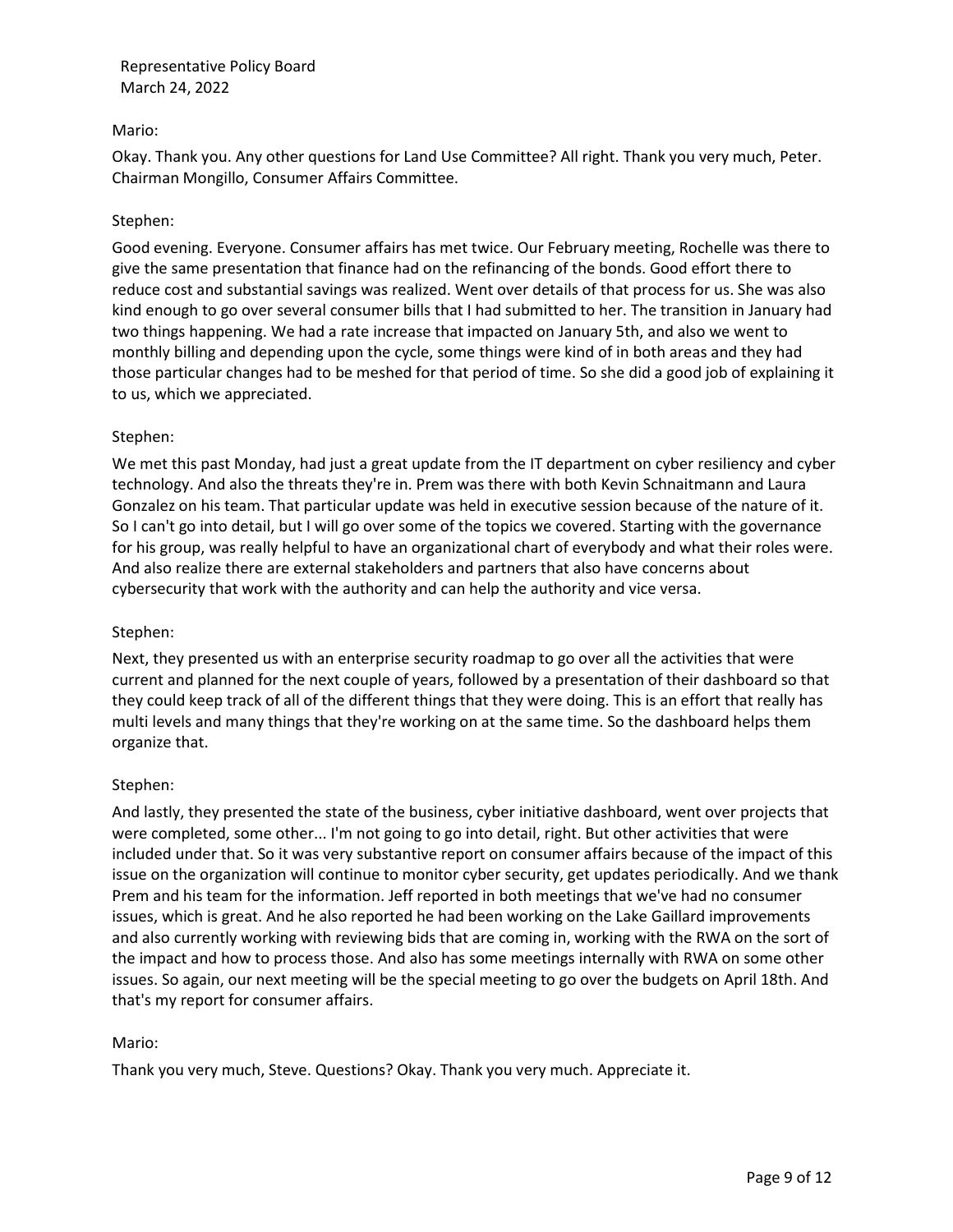Mario:

Okay. Thank you. Any other questions for Land Use Committee? All right. Thank you very much, Peter. Chairman Mongillo, Consumer Affairs Committee.

Stephen:

Good evening. Everyone. Consumer affairs has met twice. Our February meeting, Rochelle was there to give the same presentation that finance had on the refinancing of the bonds. Good effort there to reduce cost and substantial savings was realized. Went over details of that process for us. She was also kind enough to go over several consumer bills that I had submitted to her. The transition in January had two things happening. We had a rate increase that impacted on January 5th, and also we went to monthly billing and depending upon the cycle, some things were kind of in both areas and they had those particular changes had to be meshed for that period of time. So she did a good job of explaining it to us, which we appreciated.

Stephen:

We met this past Monday, had just a great update from the IT department on cyber resiliency and cyber technology. And also the threats they're in. Prem was there with both Kevin Schnaitmann and Laura Gonzalez on his team. That particular update was held in executive session because of the nature of it. So I can't go into detail, but I will go over some of the topics we covered. Starting with the governance for his group, was really helpful to have an organizational chart of everybody and what their roles were. And also realize there are external stakeholders and partners that also have concerns about cybersecurity that work with the authority and can help the authority and vice versa.

Stephen:

Next, they presented us with an enterprise security roadmap to go over all the activities that were current and planned for the next couple of years, followed by a presentation of their dashboard so that they could keep track of all of the different things that they were doing. This is an effort that really has multi levels and many things that they're working on at the same time. So the dashboard helps them organize that.

Stephen:

And lastly, they presented the state of the business, cyber initiative dashboard, went over projects that were completed, some other... I'm not going to go into detail, right. But other activities that were included under that. So it was very substantive report on consumer affairs because of the impact of this issue on the organization will continue to monitor cyber security, get updates periodically. And we thank Prem and his team for the information. Jeff reported in both meetings that we've had no consumer issues, which is great. And he also reported he had been working on the Lake Gaillard improvements and also currently working with reviewing bids that are coming in, working with the RWA on the sort of the impact and how to process those. And also has some meetings internally with RWA on some other issues. So again, our next meeting will be the special meeting to go over the budgets on April 18th. And that's my report for consumer affairs.

Mario:

Thank you very much, Steve. Questions? Okay. Thank you very much. Appreciate it.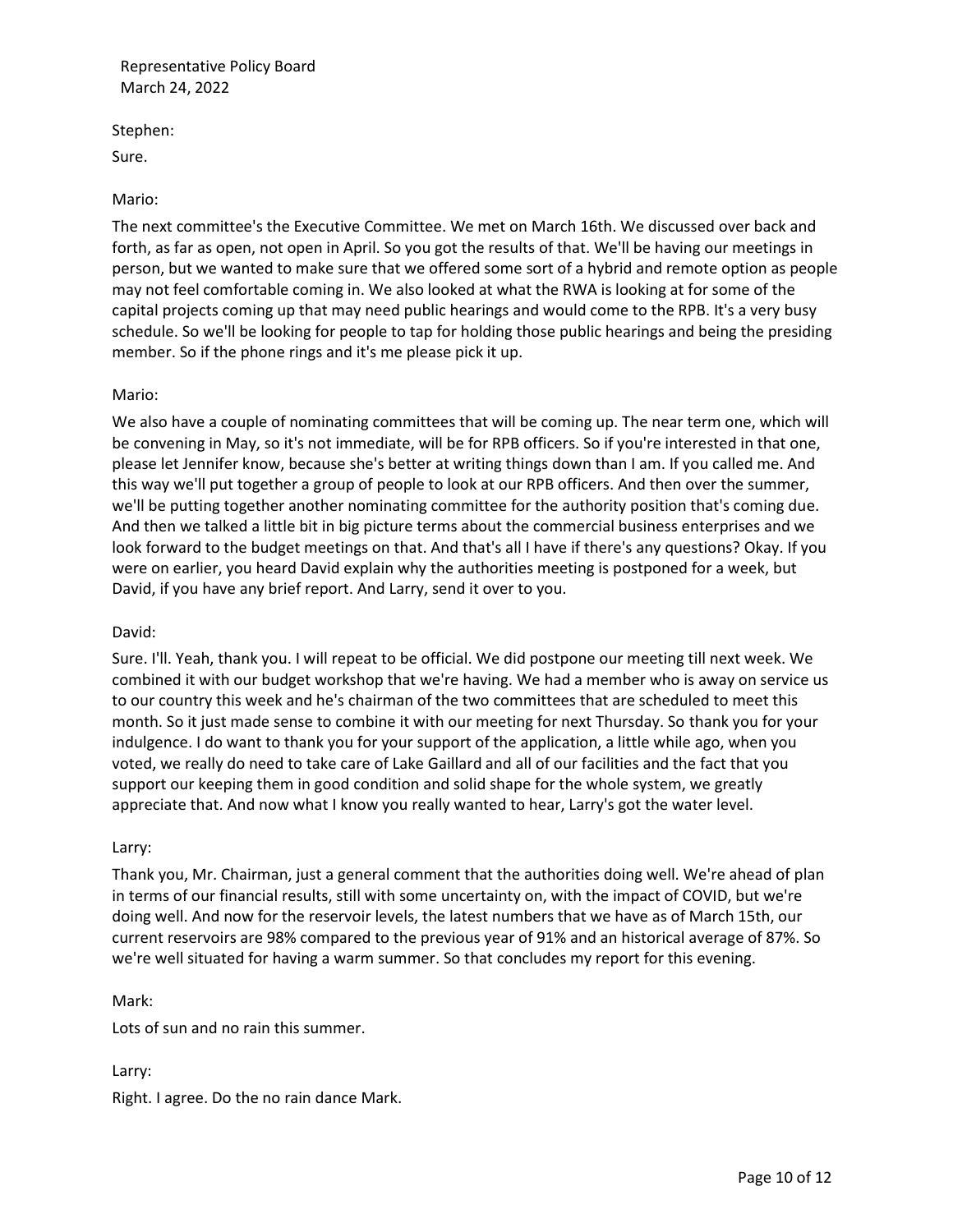Stephen:

Sure.

Mario:

The next committee's the Executive Committee. We met on March 16th. We discussed over back and forth, as far as open, not open in April. So you got the results of that. We'll be having our meetings in person, but we wanted to make sure that we offered some sort of a hybrid and remote option as people may not feel comfortable coming in. We also looked at what the RWA is looking at for some of the capital projects coming up that may need public hearings and would come to the RPB. It's a very busy schedule. So we'll be looking for people to tap for holding those public hearings and being the presiding member. So if the phone rings and it's me please pick it up.

Mario:

We also have a couple of nominating committees that will be coming up. The near term one, which will be convening in May, so it's not immediate, will be for RPB officers. So if you're interested in that one, please let Jennifer know, because she's better at writing things down than I am. If you called me. And this way we'll put together a group of people to look at our RPB officers. And then over the summer, we'll be putting together another nominating committee for the authority position that's coming due. And then we talked a little bit in big picture terms about the commercial business enterprises and we look forward to the budget meetings on that. And that's all I have if there's any questions? Okay. If you were on earlier, you heard David explain why the authorities meeting is postponed for a week, but David, if you have any brief report. And Larry, send it over to you.

David:

Sure. I'll. Yeah, thank you. I will repeat to be official. We did postpone our meeting till next week. We combined it with our budget workshop that we're having. We had a member who is away on service us to our country this week and he's chairman of the two committees that are scheduled to meet this month. So it just made sense to combine it with our meeting for next Thursday. So thank you for your indulgence. I do want to thank you for your support of the application, a little while ago, when you voted, we really do need to take care of Lake Gaillard and all of our facilities and the fact that you support our keeping them in good condition and solid shape for the whole system, we greatly appreciate that. And now what I know you really wanted to hear, Larry's got the water level.

Larry:

Thank you, Mr. Chairman, just a general comment that the authorities doing well. We're ahead of plan in terms of our financial results, still with some uncertainty on, with the impact of COVID, but we're doing well. And now for the reservoir levels, the latest numbers that we have as of March 15th, our current reservoirs are 98% compared to the previous year of 91% and an historical average of 87%. So we're well situated for having a warm summer. So that concludes my report for this evening.

Mark:

Lots of sun and no rain this summer.

Larry:

Right. I agree. Do the no rain dance Mark.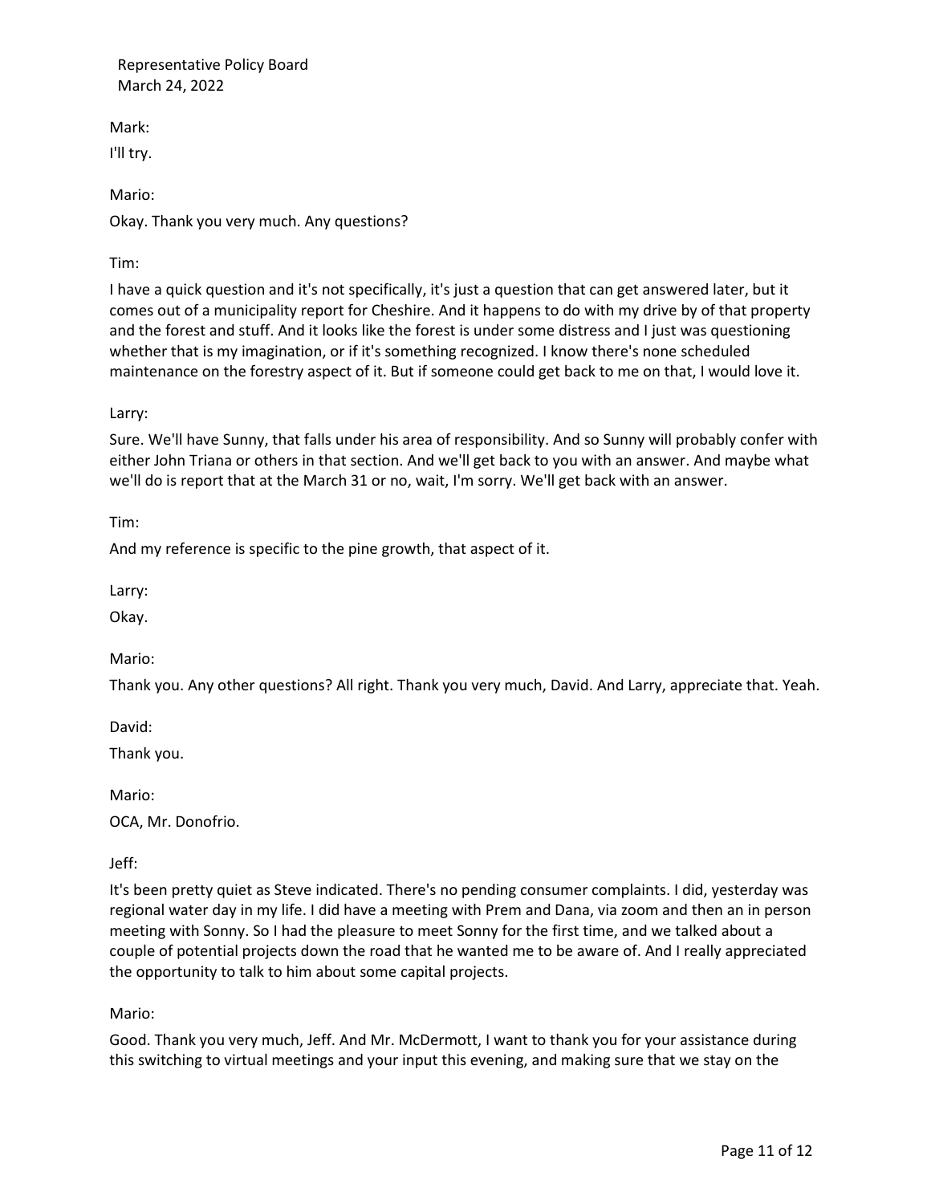Mark:

I'll try.

Mario:

Okay. Thank you very much. Any questions?

Tim:

I have a quick question and it's not specifically, it's just a question that can get answered later, but it comes out of a municipality report for Cheshire. And it happens to do with my drive by of that property and the forest and stuff. And it looks like the forest is under some distress and I just was questioning whether that is my imagination, or if it's something recognized. I know there's none scheduled maintenance on the forestry aspect of it. But if someone could get back to me on that, I would love it.

Larry:

Sure. We'll have Sunny, that falls under his area of responsibility. And so Sunny will probably confer with either John Triana or others in that section. And we'll get back to you with an answer. And maybe what we'll do is report that at the March 31 or no, wait, I'm sorry. We'll get back with an answer.

Tim:

And my reference is specific to the pine growth, that aspect of it.

Larry:

Okay.

Mario:

Thank you. Any other questions? All right. Thank you very much, David. And Larry, appreciate that. Yeah.

David:

Thank you.

Mario:

OCA, Mr. Donofrio.

Jeff:

It's been pretty quiet as Steve indicated. There's no pending consumer complaints. I did, yesterday was regional water day in my life. I did have a meeting with Prem and Dana, via zoom and then an in person meeting with Sonny. So I had the pleasure to meet Sonny for the first time, and we talked about a couple of potential projects down the road that he wanted me to be aware of. And I really appreciated the opportunity to talk to him about some capital projects.

Mario:

Good. Thank you very much, Jeff. And Mr. McDermott, I want to thank you for your assistance during this switching to virtual meetings and your input this evening, and making sure that we stay on the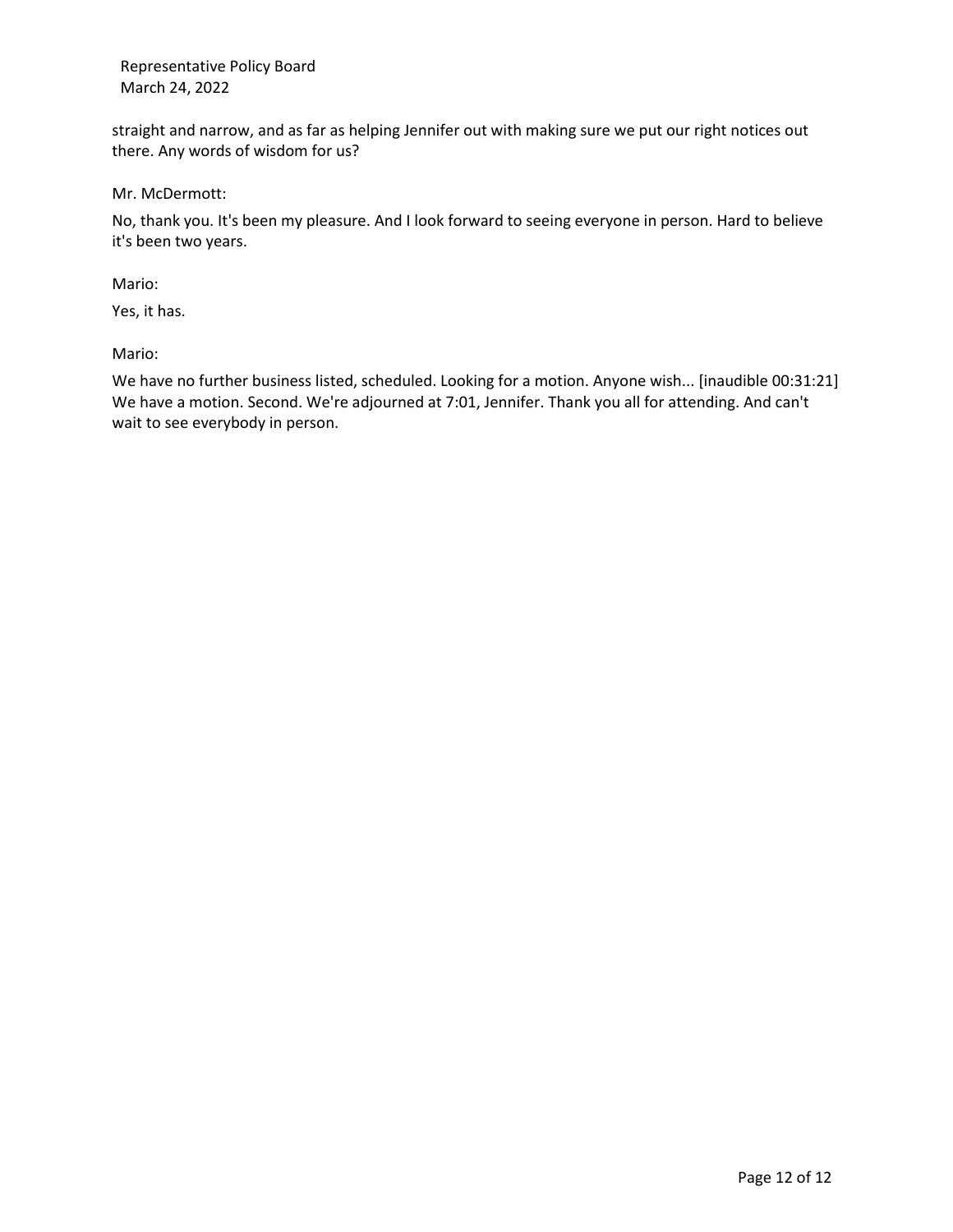straight and narrow, and as far as helping Jennifer out with making sure we put our right notices out there. Any words of wisdom for us?

Mr. McDermott:

No, thank you. It's been my pleasure. And I look forward to seeing everyone in person. Hard to believe it's been two years.

Mario:

Yes, it has.

Mario:

We have no further business listed, scheduled. Looking for a motion. Anyone wish... [inaudible 00:31:21] We have a motion. Second. We're adjourned at 7:01, Jennifer. Thank you all for attending. And can't wait to see everybody in person.